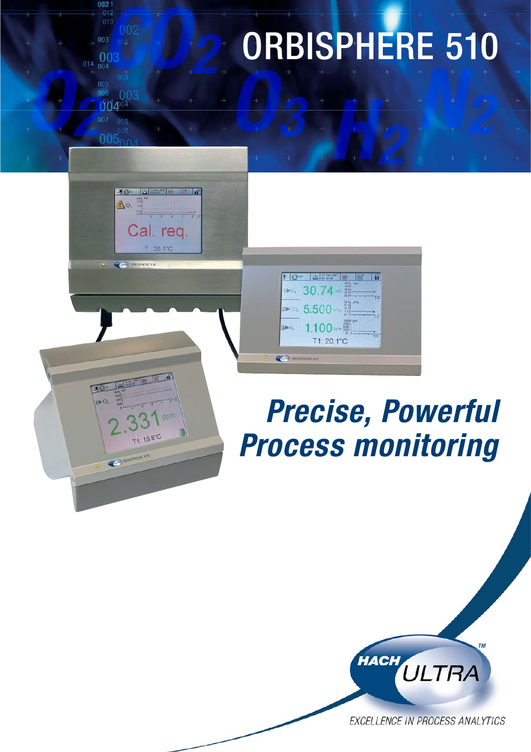# ORBISPHERE 510

## *Precise, Powerful Process monitoring*

HACH ULTRA™

EXCELLENCE IN PROCESS ANALYTICS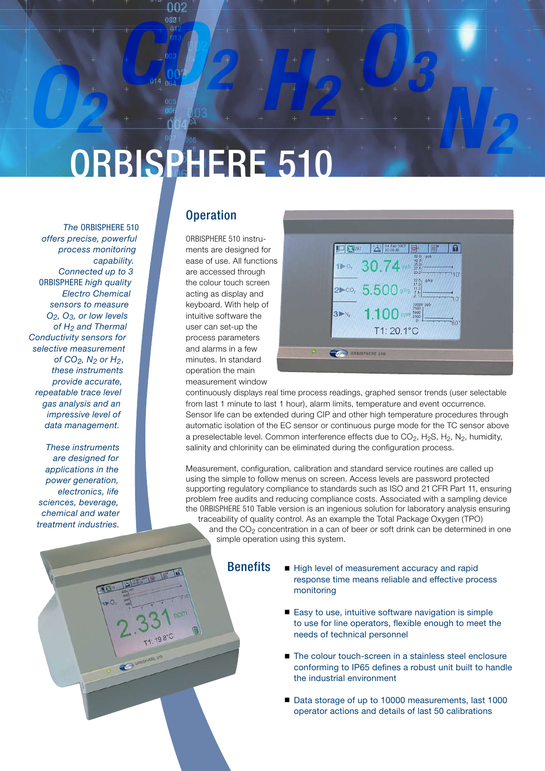# ORBISPHERE 510

*The ORBISPHERE 510 offers precise, powerful process monitoring capability. Connected up to 3 ORBISPHERE high quality Electro Chemical sensors to measure $O_2$, $O_3$, or low levels of $H_2$ and Thermal Conductivity sensors for selective measurement of $CO_2$, $N_2$ or $H_2$, these instruments provide accurate, repeatable trace level gas analysis and an impressive level of data management.*

*These instruments are designed for applications in the power generation, electronics, life sciences, beverage, chemical and water treatment industries.*

## Operation

ORBISPHERE 510 instruments are designed for ease of use. All functions are accessed through the colour touch screen acting as display and keyboard. With help of intuitive software the user can set-up the process parameters and alarms in a few minutes. In standard operation the main measurement window continuously displays real time process readings, graphed sensor trends (user selectable from last 1 minute to last 1 hour), alarm limits, temperature and event occurrence. Sensor life can be extended during CIP and other high temperature procedures through automatic isolation of the EC sensor or continuous purge mode for the TC sensor above a preselectable level. Common interference effects due to $CO_2$, $H_2S$, $H_2$, $N_2$, humidity, salinity and chlorinity can be eliminated during the configuration process.

Measurement, configuration, calibration and standard service routines are called up using the simple to follow menus on screen. Access levels are password protected supporting regulatory compliance to standards such as ISO and 21 CFR Part 11, ensuring problem free audits and reducing compliance costs. Associated with a sampling device the ORBISPHERE 510 Table version is an ingenious solution for laboratory analysis ensuring traceability of quality control. As an example the Total Package Oxygen (TPO) and the $CO_2$ concentration in a can of beer or soft drink can be determined in one simple operation using this system.

## Benefits

- High level of measurement accuracy and rapid response time means reliable and effective process monitoring
- Easy to use, intuitive software navigation is simple to use for line operators, flexible enough to meet the needs of technical personnel
- The colour touch-screen in a stainless steel enclosure conforming to IP65 defines a robust unit built to handle the industrial environment
- Data storage of up to 10000 measurements, last 1000 operator actions and details of last 50 calibrations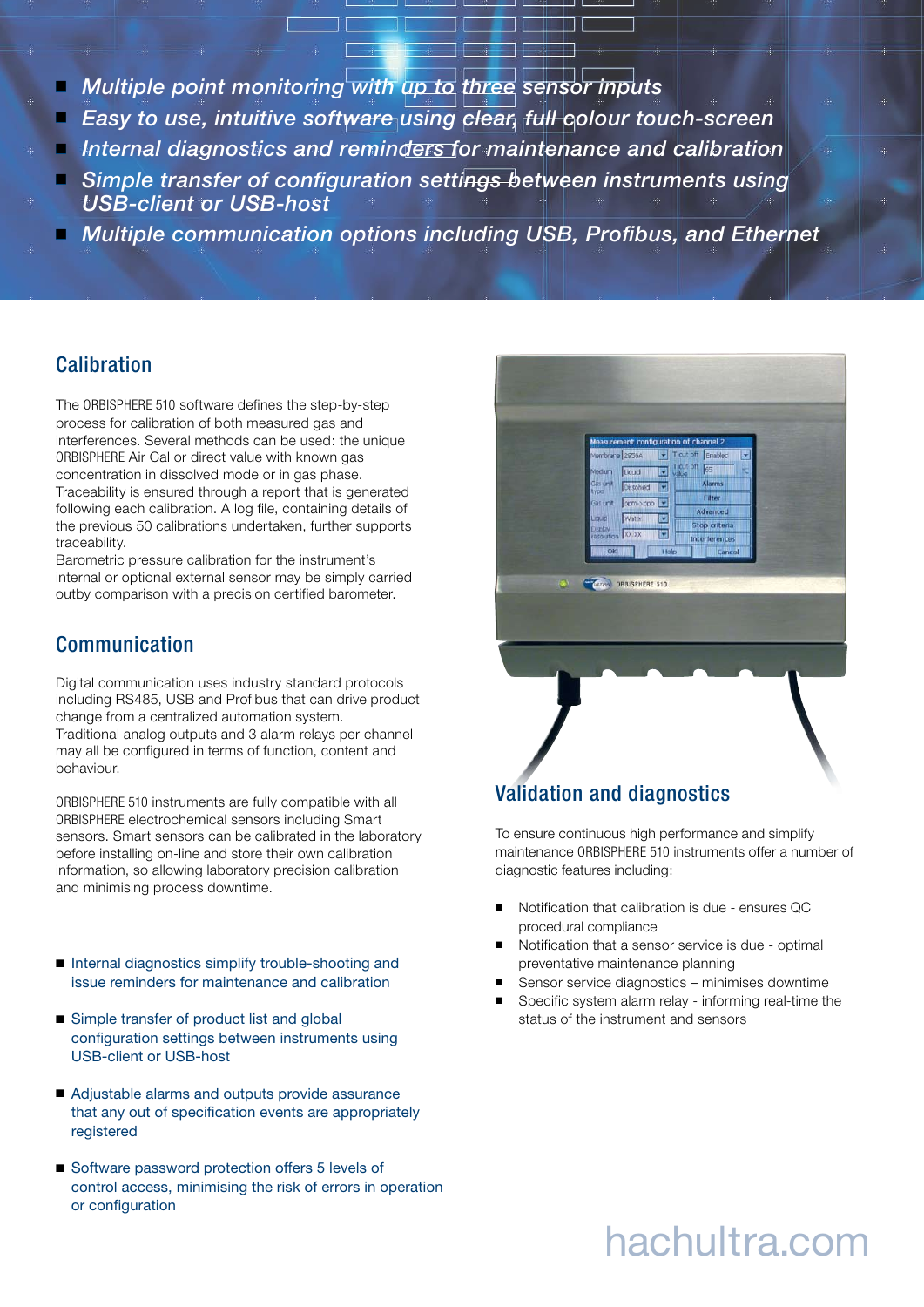- *Multiple point monitoring with up to three sensor inputs*
- *Easy to use, intuitive software using clear, full colour touch-screen*
- *Internal diagnostics and reminders for maintenance and calibration*
- *Simple transfer of configuration settings between instruments using USB-client or USB-host*
- *Multiple communication options including USB, Profibus, and Ethernet*

## Calibration

The ORBISPHERE 510 software defines the step-by-step process for calibration of both measured gas and interferences. Several methods can be used: the unique ORBISPHERE Air Cal or direct value with known gas concentration in dissolved mode or in gas phase. Traceability is ensured through a report that is generated following each calibration. A log file, containing details of the previous 50 calibrations undertaken, further supports traceability.
Barometric pressure calibration for the instrument's internal or optional external sensor may be simply carried outby comparison with a precision certified barometer.

## Communication

Digital communication uses industry standard protocols including RS485, USB and Profibus that can drive product change from a centralized automation system.
Traditional analog outputs and 3 alarm relays per channel may all be configured in terms of function, content and behaviour.

ORBISPHERE 510 instruments are fully compatible with all ORBISPHERE electrochemical sensors including Smart sensors. Smart sensors can be calibrated in the laboratory before installing on-line and store their own calibration information, so allowing laboratory precision calibration and minimising process downtime.

- Internal diagnostics simplify trouble-shooting and issue reminders for maintenance and calibration
- Simple transfer of product list and global configuration settings between instruments using USB-client or USB-host
- Adjustable alarms and outputs provide assurance that any out of specification events are appropriately registered
- Software password protection offers 5 levels of control access, minimising the risk of errors in operation or configuration

## Validation and diagnostics

To ensure continuous high performance and simplify maintenance ORBISPHERE 510 instruments offer a number of diagnostic features including:

- Notification that calibration is due - ensures QC procedural compliance
- Notification that a sensor service is due - optimal preventative maintenance planning
- Sensor service diagnostics – minimises downtime
- Specific system alarm relay - informing real-time the status of the instrument and sensors

hachultra.com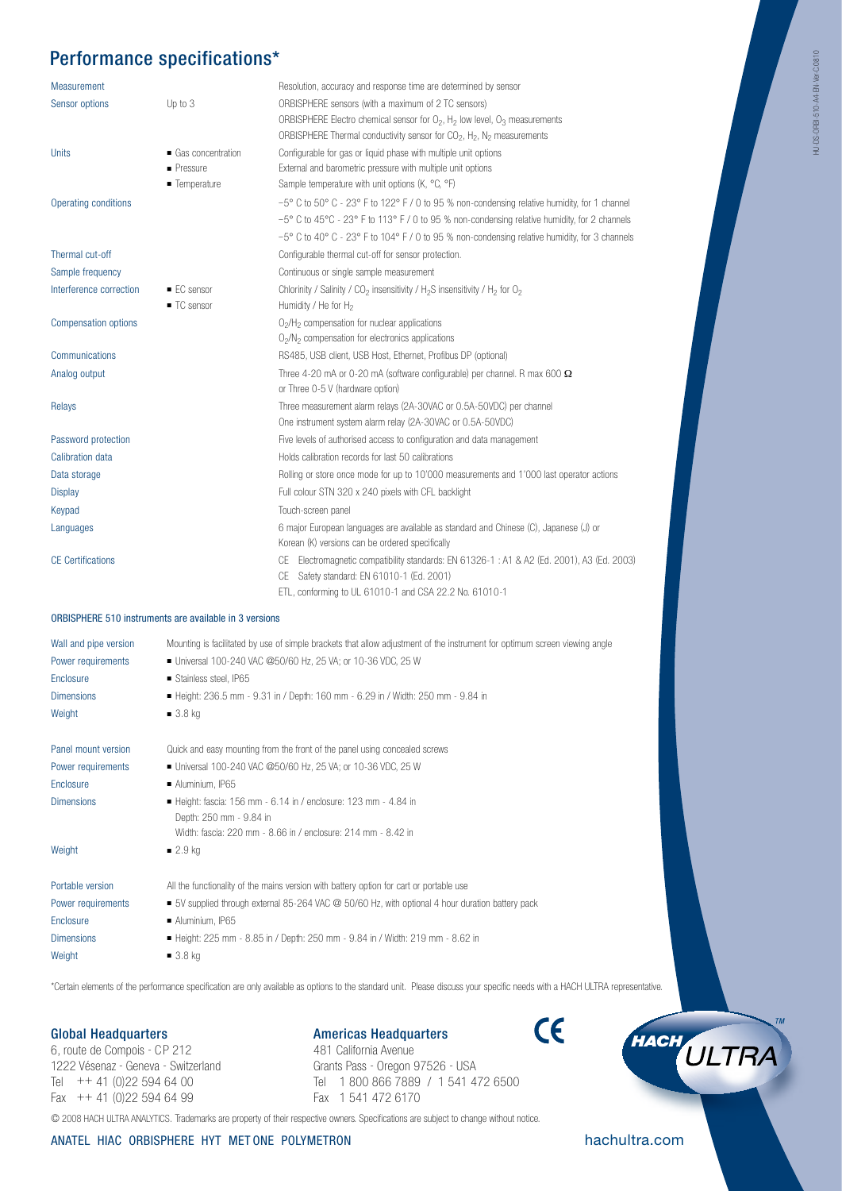# Performance specifications*

| | | |
|---|---|---|
| Measurement | | Resolution, accuracy and response time are determined by sensor |
| Sensor options | Up to 3 | ORBISPHERE sensors (with a maximum of 2 TC sensors)<br>ORBISPHERE Electro chemical sensor for $O_2$, $H_2$ low level, $O_3$ measurements<br>ORBISPHERE Thermal conductivity sensor for $CO_2$, $H_2$, $N_2$ measurements |
| Units | ■ Gas concentration<br>■ Pressure<br>■ Temperature | Configurable for gas or liquid phase with multiple unit options<br>External and barometric pressure with multiple unit options<br>Sample temperature with unit options (K, °C, °F) |
| Operating conditions | | −5° C to 50° C - 23° F to 122° F / 0 to 95 % non-condensing relative humidity, for 1 channel<br>−5° C to 45°C - 23° F to 113° F / 0 to 95 % non-condensing relative humidity, for 2 channels<br>−5° C to 40° C - 23° F to 104° F / 0 to 95 % non-condensing relative humidity, for 3 channels |
| Thermal cut-off | | Configurable thermal cut-off for sensor protection. |
| Sample frequency | | Continuous or single sample measurement |
| Interference correction | ■ EC sensor<br>■ TC sensor | Chlorinity / Salinity / $CO_2$ insensitivity / $H_2S$ insensitivity / $H_2$ for $O_2$<br>Humidity / He for $H_2$ |
| Compensation options | | $O_2$/$H_2$ compensation for nuclear applications<br>$O_2$/$N_2$ compensation for electronics applications |
| Communications | | RS485, USB client, USB Host, Ethernet, Profibus DP (optional) |
| Analog output | | Three 4-20 mA or 0-20 mA (software configurable) per channel. R max 600 Ω<br>or Three 0-5 V (hardware option) |
| Relays | | Three measurement alarm relays (2A-30VAC or 0.5A-50VDC) per channel<br>One instrument system alarm relay (2A-30VAC or 0.5A-50VDC) |
| Password protection | | Five levels of authorised access to configuration and data management |
| Calibration data | | Holds calibration records for last 50 calibrations |
| Data storage | | Rolling or store once mode for up to 10'000 measurements and 1'000 last operator actions |
| Display | | Full colour STN 320 x 240 pixels with CFL backlight |
| Keypad | | Touch-screen panel |
| Languages | | 6 major European languages are available as standard and Chinese (C), Japanese (J) or Korean (K) versions can be ordered specifically |
| CE Certifications | | CE Electromagnetic compatibility standards: EN 61326-1 : A1 & A2 (Ed. 2001), A3 (Ed. 2003)<br>CE Safety standard: EN 61010-1 (Ed. 2001)<br>ETL, conforming to UL 61010-1 and CSA 22.2 No. 61010-1 |

## ORBISPHERE 510 instruments are available in 3 versions

| | |
|---|---|
| Wall and pipe version | Mounting is facilitated by use of simple brackets that allow adjustment of the instrument for optimum screen viewing angle |
| Power requirements | ■ Universal 100-240 VAC @50/60 Hz, 25 VA; or 10-36 VDC, 25 W |
| Enclosure | ■ Stainless steel, IP65 |
| Dimensions | ■ Height: 236.5 mm - 9.31 in / Depth: 160 mm - 6.29 in / Width: 250 mm - 9.84 in |
| Weight | ■ 3.8 kg |
| Panel mount version | Quick and easy mounting from the front of the panel using concealed screws |
| Power requirements | ■ Universal 100-240 VAC @50/60 Hz, 25 VA; or 10-36 VDC, 25 W |
| Enclosure | ■ Aluminium, IP65 |
| Dimensions | ■ Height: fascia: 156 mm - 6.14 in / enclosure: 123 mm - 4.84 in<br>Depth: 250 mm - 9.84 in<br>Width: fascia: 220 mm - 8.66 in / enclosure: 214 mm - 8.42 in |
| Weight | ■ 2.9 kg |
| Portable version | All the functionality of the mains version with battery option for cart or portable use |
| Power requirements | ■ 5V supplied through external 85-264 VAC @ 50/60 Hz, with optional 4 hour duration battery pack |
| Enclosure | ■ Aluminium, IP65 |
| Dimensions | ■ Height: 225 mm - 8.85 in / Depth: 250 mm - 9.84 in / Width: 219 mm - 8.62 in |
| Weight | ■ 3.8 kg |

*Certain elements of the performance specification are only available as options to the standard unit. Please discuss your specific needs with a HACH ULTRA representative.

**Global Headquarters**
6, route de Compois - CP 212
1222 Vésenaz - Geneva - Switzerland
Tel ++ 41 (0)22 594 64 00
Fax ++ 41 (0)22 594 64 99

**Americas Headquarters**
481 California Avenue
Grants Pass - Oregon 97526 - USA
Tel 1 800 866 7889 / 1 541 472 6500
Fax 1 541 472 6170

CE

HACH ULTRA™

© 2008 HACH ULTRA ANALYTICS. Trademarks are property of their respective owners. Specifications are subject to change without notice.

ANATEL HIAC ORBISPHERE HYT MET ONE POLYMETRON

hachultra.com

HU-DS-ORBI-510-A4-EN-Ver-C0810